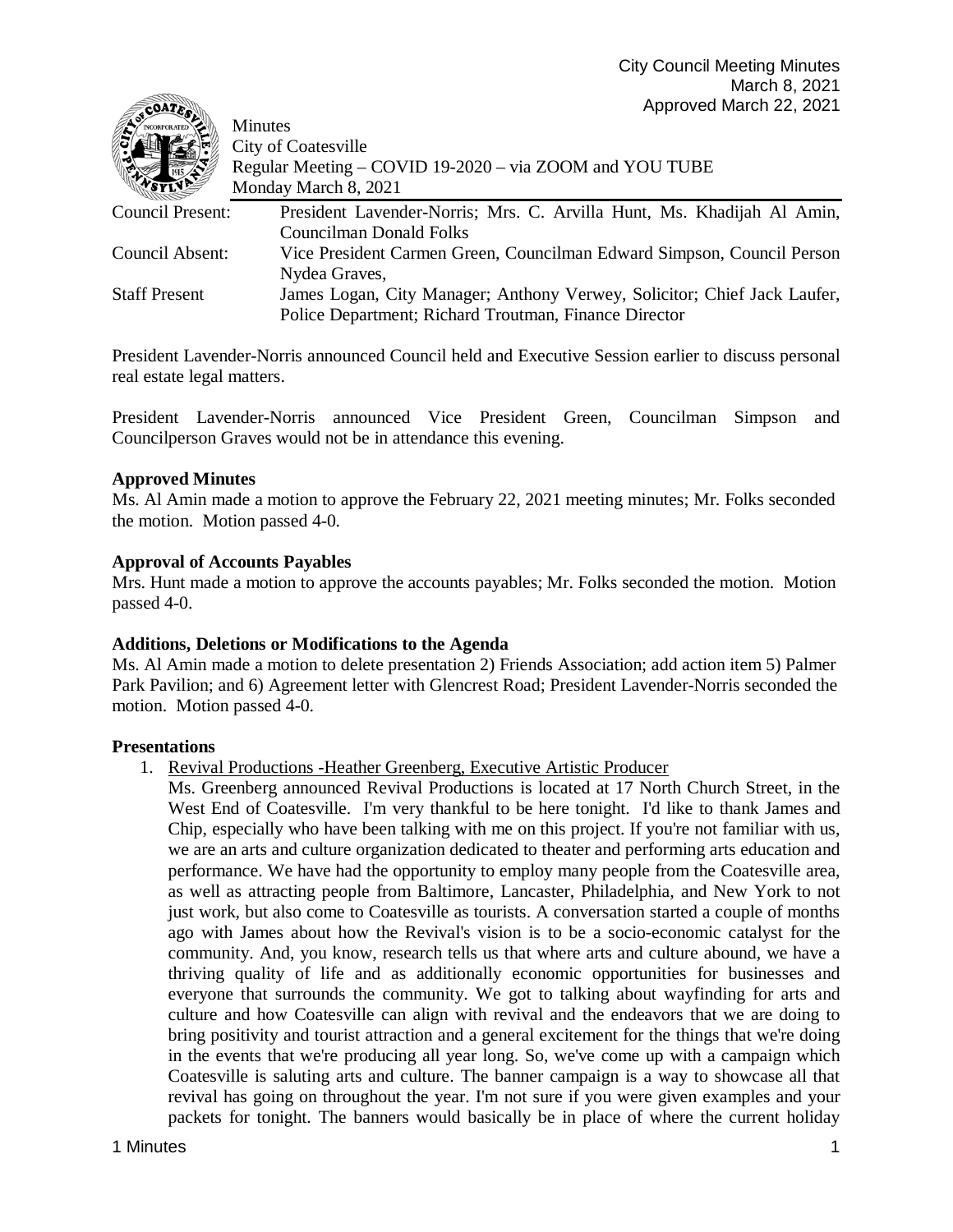City Council Meeting Minutes
March 8, 2021
Approved March 22, 2021

Minutes
City of Coatesville
Regular Meeting – COVID 19-2020 – via ZOOM and YOU TUBE
Monday March 8, 2021

| | |
|---|---|
| Council Present: | President Lavender-Norris; Mrs. C. Arvilla Hunt, Ms. Khadijah Al Amin, Councilman Donald Folks |
| Council Absent: | Vice President Carmen Green, Councilman Edward Simpson, Council Person Nydea Graves, |
| Staff Present | James Logan, City Manager; Anthony Verwey, Solicitor; Chief Jack Laufer, Police Department; Richard Troutman, Finance Director |

President Lavender-Norris announced Council held and Executive Session earlier to discuss personal real estate legal matters.

President Lavender-Norris announced Vice President Green, Councilman Simpson and Councilperson Graves would not be in attendance this evening.

**Approved Minutes**
Ms. Al Amin made a motion to approve the February 22, 2021 meeting minutes; Mr. Folks seconded the motion. Motion passed 4-0.

**Approval of Accounts Payables**
Mrs. Hunt made a motion to approve the accounts payables; Mr. Folks seconded the motion. Motion passed 4-0.

**Additions, Deletions or Modifications to the Agenda**
Ms. Al Amin made a motion to delete presentation 2) Friends Association; add action item 5) Palmer Park Pavilion; and 6) Agreement letter with Glencrest Road; President Lavender-Norris seconded the motion. Motion passed 4-0.

**Presentations**

1. Revival Productions -Heather Greenberg, Executive Artistic Producer
   Ms. Greenberg announced Revival Productions is located at 17 North Church Street, in the West End of Coatesville. I'm very thankful to be here tonight. I'd like to thank James and Chip, especially who have been talking with me on this project. If you're not familiar with us, we are an arts and culture organization dedicated to theater and performing arts education and performance. We have had the opportunity to employ many people from the Coatesville area, as well as attracting people from Baltimore, Lancaster, Philadelphia, and New York to not just work, but also come to Coatesville as tourists. A conversation started a couple of months ago with James about how the Revival's vision is to be a socio-economic catalyst for the community. And, you know, research tells us that where arts and culture abound, we have a thriving quality of life and as additionally economic opportunities for businesses and everyone that surrounds the community. We got to talking about wayfinding for arts and culture and how Coatesville can align with revival and the endeavors that we are doing to bring positivity and tourist attraction and a general excitement for the things that we're doing in the events that we're producing all year long. So, we've come up with a campaign which Coatesville is saluting arts and culture. The banner campaign is a way to showcase all that revival has going on throughout the year. I'm not sure if you were given examples and your packets for tonight. The banners would basically be in place of where the current holiday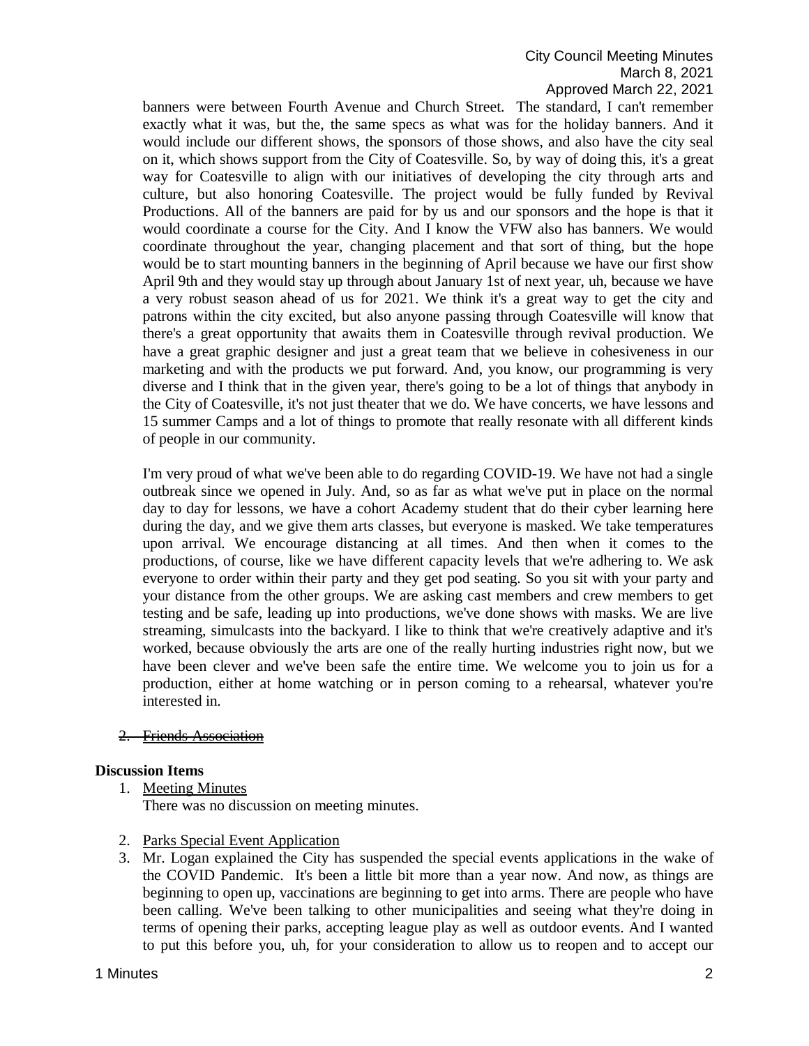banners were between Fourth Avenue and Church Street. The standard, I can't remember exactly what it was, but the, the same specs as what was for the holiday banners. And it would include our different shows, the sponsors of those shows, and also have the city seal on it, which shows support from the City of Coatesville. So, by way of doing this, it's a great way for Coatesville to align with our initiatives of developing the city through arts and culture, but also honoring Coatesville. The project would be fully funded by Revival Productions. All of the banners are paid for by us and our sponsors and the hope is that it would coordinate a course for the City. And I know the VFW also has banners. We would coordinate throughout the year, changing placement and that sort of thing, but the hope would be to start mounting banners in the beginning of April because we have our first show April 9th and they would stay up through about January 1st of next year, uh, because we have a very robust season ahead of us for 2021. We think it's a great way to get the city and patrons within the city excited, but also anyone passing through Coatesville will know that there's a great opportunity that awaits them in Coatesville through revival production. We have a great graphic designer and just a great team that we believe in cohesiveness in our marketing and with the products we put forward. And, you know, our programming is very diverse and I think that in the given year, there's going to be a lot of things that anybody in the City of Coatesville, it's not just theater that we do. We have concerts, we have lessons and 15 summer Camps and a lot of things to promote that really resonate with all different kinds of people in our community.

I'm very proud of what we've been able to do regarding COVID-19. We have not had a single outbreak since we opened in July. And, so as far as what we've put in place on the normal day to day for lessons, we have a cohort Academy student that do their cyber learning here during the day, and we give them arts classes, but everyone is masked. We take temperatures upon arrival. We encourage distancing at all times. And then when it comes to the productions, of course, like we have different capacity levels that we're adhering to. We ask everyone to order within their party and they get pod seating. So you sit with your party and your distance from the other groups. We are asking cast members and crew members to get testing and be safe, leading up into productions, we've done shows with masks. We are live streaming, simulcasts into the backyard. I like to think that we're creatively adaptive and it's worked, because obviously the arts are one of the really hurting industries right now, but we have been clever and we've been safe the entire time. We welcome you to join us for a production, either at home watching or in person coming to a rehearsal, whatever you're interested in.

2. ~~Friends Association~~

**Discussion Items**

1. Meeting Minutes
   There was no discussion on meeting minutes.

2. Parks Special Event Application

3. Mr. Logan explained the City has suspended the special events applications in the wake of the COVID Pandemic. It's been a little bit more than a year now. And now, as things are beginning to open up, vaccinations are beginning to get into arms. There are people who have been calling. We've been talking to other municipalities and seeing what they're doing in terms of opening their parks, accepting league play as well as outdoor events. And I wanted to put this before you, uh, for your consideration to allow us to reopen and to accept our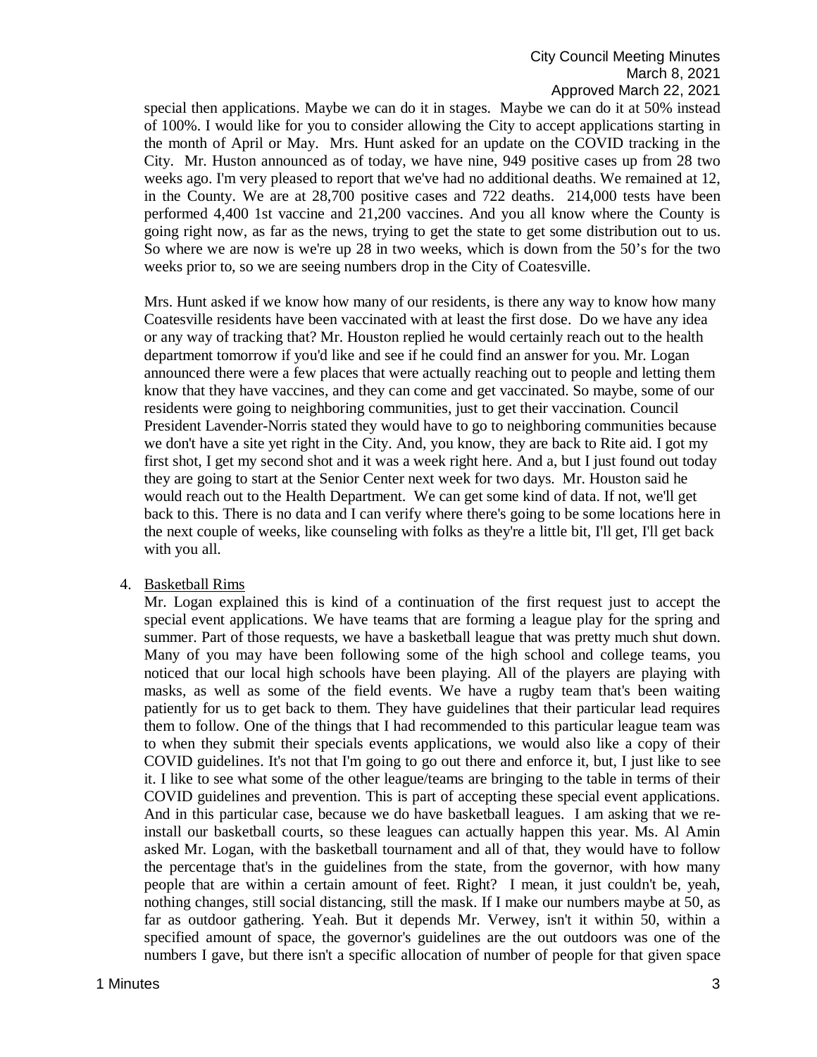special then applications. Maybe we can do it in stages. Maybe we can do it at 50% instead of 100%. I would like for you to consider allowing the City to accept applications starting in the month of April or May. Mrs. Hunt asked for an update on the COVID tracking in the City. Mr. Huston announced as of today, we have nine, 949 positive cases up from 28 two weeks ago. I'm very pleased to report that we've had no additional deaths. We remained at 12, in the County. We are at 28,700 positive cases and 722 deaths. 214,000 tests have been performed 4,400 1st vaccine and 21,200 vaccines. And you all know where the County is going right now, as far as the news, trying to get the state to get some distribution out to us. So where we are now is we're up 28 in two weeks, which is down from the 50's for the two weeks prior to, so we are seeing numbers drop in the City of Coatesville.

Mrs. Hunt asked if we know how many of our residents, is there any way to know how many Coatesville residents have been vaccinated with at least the first dose. Do we have any idea or any way of tracking that? Mr. Houston replied he would certainly reach out to the health department tomorrow if you'd like and see if he could find an answer for you. Mr. Logan announced there were a few places that were actually reaching out to people and letting them know that they have vaccines, and they can come and get vaccinated. So maybe, some of our residents were going to neighboring communities, just to get their vaccination. Council President Lavender-Norris stated they would have to go to neighboring communities because we don't have a site yet right in the City. And, you know, they are back to Rite aid. I got my first shot, I get my second shot and it was a week right here. And a, but I just found out today they are going to start at the Senior Center next week for two days. Mr. Houston said he would reach out to the Health Department. We can get some kind of data. If not, we'll get back to this. There is no data and I can verify where there's going to be some locations here in the next couple of weeks, like counseling with folks as they're a little bit, I'll get, I'll get back with you all.

4. Basketball Rims

   Mr. Logan explained this is kind of a continuation of the first request just to accept the special event applications. We have teams that are forming a league play for the spring and summer. Part of those requests, we have a basketball league that was pretty much shut down. Many of you may have been following some of the high school and college teams, you noticed that our local high schools have been playing. All of the players are playing with masks, as well as some of the field events. We have a rugby team that's been waiting patiently for us to get back to them. They have guidelines that their particular lead requires them to follow. One of the things that I had recommended to this particular league team was to when they submit their specials events applications, we would also like a copy of their COVID guidelines. It's not that I'm going to go out there and enforce it, but, I just like to see it. I like to see what some of the other league/teams are bringing to the table in terms of their COVID guidelines and prevention. This is part of accepting these special event applications. And in this particular case, because we do have basketball leagues. I am asking that we re-install our basketball courts, so these leagues can actually happen this year. Ms. Al Amin asked Mr. Logan, with the basketball tournament and all of that, they would have to follow the percentage that's in the guidelines from the state, from the governor, with how many people that are within a certain amount of feet. Right? I mean, it just couldn't be, yeah, nothing changes, still social distancing, still the mask. If I make our numbers maybe at 50, as far as outdoor gathering. Yeah. But it depends Mr. Verwey, isn't it within 50, within a specified amount of space, the governor's guidelines are the out outdoors was one of the numbers I gave, but there isn't a specific allocation of number of people for that given space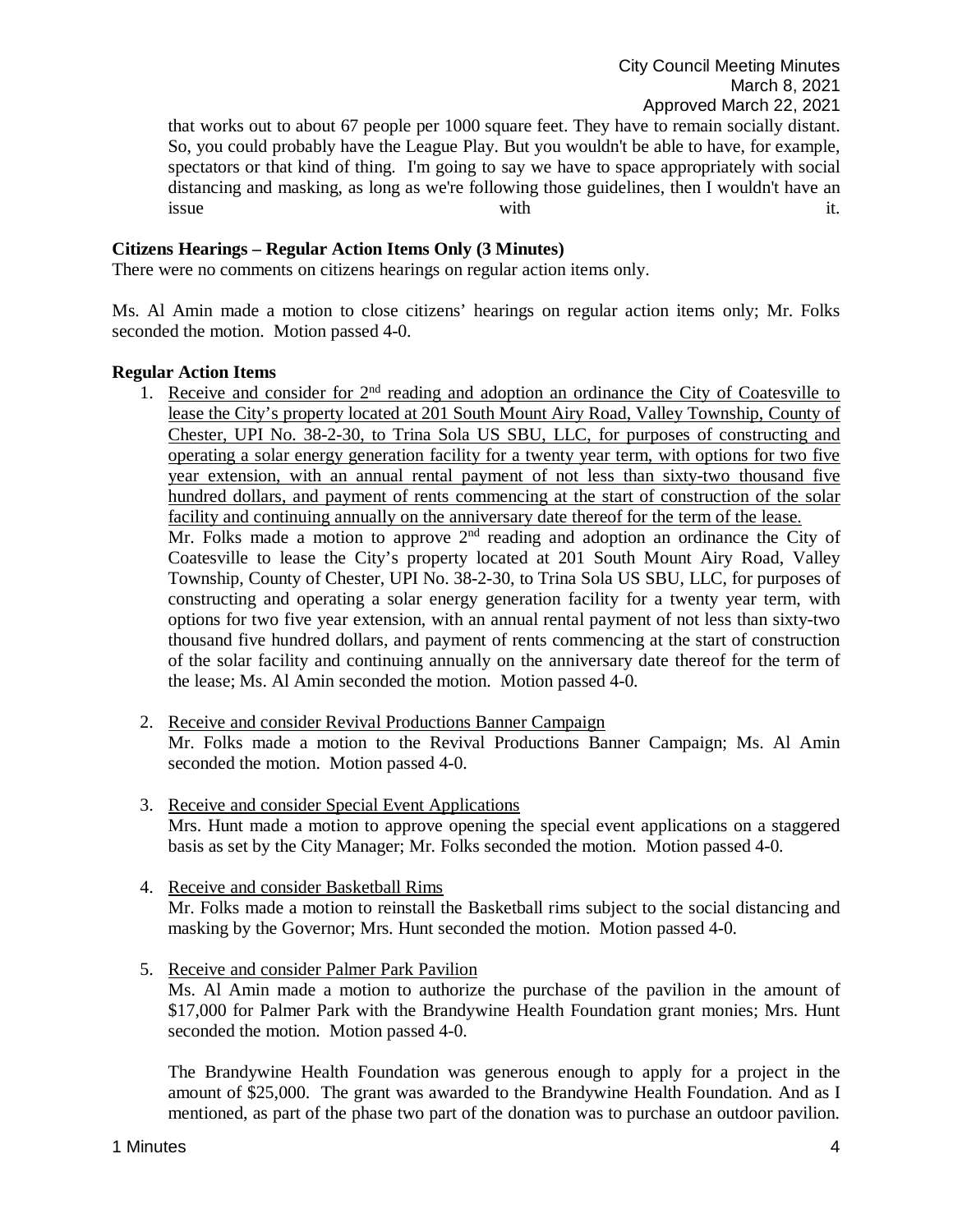that works out to about 67 people per 1000 square feet. They have to remain socially distant. So, you could probably have the League Play. But you wouldn't be able to have, for example, spectators or that kind of thing. I'm going to say we have to space appropriately with social distancing and masking, as long as we're following those guidelines, then I wouldn't have an issue with it.

**Citizens Hearings – Regular Action Items Only (3 Minutes)**

There were no comments on citizens hearings on regular action items only.

Ms. Al Amin made a motion to close citizens' hearings on regular action items only; Mr. Folks seconded the motion. Motion passed 4-0.

**Regular Action Items**

1. Receive and consider for 2nd reading and adoption an ordinance the City of Coatesville to lease the City's property located at 201 South Mount Airy Road, Valley Township, County of Chester, UPI No. 38-2-30, to Trina Sola US SBU, LLC, for purposes of constructing and operating a solar energy generation facility for a twenty year term, with options for two five year extension, with an annual rental payment of not less than sixty-two thousand five hundred dollars, and payment of rents commencing at the start of construction of the solar facility and continuing annually on the anniversary date thereof for the term of the lease.
   Mr. Folks made a motion to approve 2nd reading and adoption an ordinance the City of Coatesville to lease the City's property located at 201 South Mount Airy Road, Valley Township, County of Chester, UPI No. 38-2-30, to Trina Sola US SBU, LLC, for purposes of constructing and operating a solar energy generation facility for a twenty year term, with options for two five year extension, with an annual rental payment of not less than sixty-two thousand five hundred dollars, and payment of rents commencing at the start of construction of the solar facility and continuing annually on the anniversary date thereof for the term of the lease; Ms. Al Amin seconded the motion. Motion passed 4-0.

2. Receive and consider Revival Productions Banner Campaign
   Mr. Folks made a motion to the Revival Productions Banner Campaign; Ms. Al Amin seconded the motion. Motion passed 4-0.

3. Receive and consider Special Event Applications
   Mrs. Hunt made a motion to approve opening the special event applications on a staggered basis as set by the City Manager; Mr. Folks seconded the motion. Motion passed 4-0.

4. Receive and consider Basketball Rims
   Mr. Folks made a motion to reinstall the Basketball rims subject to the social distancing and masking by the Governor; Mrs. Hunt seconded the motion. Motion passed 4-0.

5. Receive and consider Palmer Park Pavilion
   Ms. Al Amin made a motion to authorize the purchase of the pavilion in the amount of $17,000 for Palmer Park with the Brandywine Health Foundation grant monies; Mrs. Hunt seconded the motion. Motion passed 4-0.

   The Brandywine Health Foundation was generous enough to apply for a project in the amount of $25,000. The grant was awarded to the Brandywine Health Foundation. And as I mentioned, as part of the phase two part of the donation was to purchase an outdoor pavilion.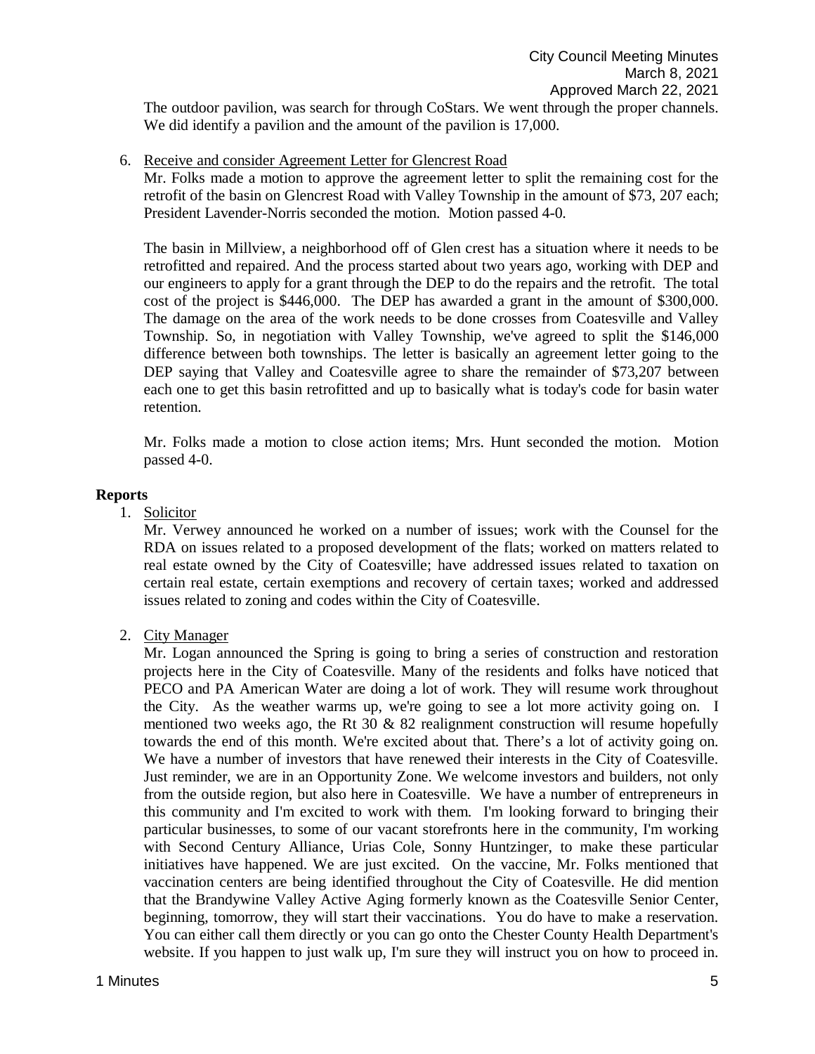The outdoor pavilion, was search for through CoStars. We went through the proper channels. We did identify a pavilion and the amount of the pavilion is 17,000.

6. Receive and consider Agreement Letter for Glencrest Road

   Mr. Folks made a motion to approve the agreement letter to split the remaining cost for the retrofit of the basin on Glencrest Road with Valley Township in the amount of $73, 207 each; President Lavender-Norris seconded the motion. Motion passed 4-0.

   The basin in Millview, a neighborhood off of Glen crest has a situation where it needs to be retrofitted and repaired. And the process started about two years ago, working with DEP and our engineers to apply for a grant through the DEP to do the repairs and the retrofit. The total cost of the project is $446,000. The DEP has awarded a grant in the amount of $300,000. The damage on the area of the work needs to be done crosses from Coatesville and Valley Township. So, in negotiation with Valley Township, we've agreed to split the $146,000 difference between both townships. The letter is basically an agreement letter going to the DEP saying that Valley and Coatesville agree to share the remainder of $73,207 between each one to get this basin retrofitted and up to basically what is today's code for basin water retention.

   Mr. Folks made a motion to close action items; Mrs. Hunt seconded the motion. Motion passed 4-0.

**Reports**

1. Solicitor

   Mr. Verwey announced he worked on a number of issues; work with the Counsel for the RDA on issues related to a proposed development of the flats; worked on matters related to real estate owned by the City of Coatesville; have addressed issues related to taxation on certain real estate, certain exemptions and recovery of certain taxes; worked and addressed issues related to zoning and codes within the City of Coatesville.

2. City Manager

   Mr. Logan announced the Spring is going to bring a series of construction and restoration projects here in the City of Coatesville. Many of the residents and folks have noticed that PECO and PA American Water are doing a lot of work. They will resume work throughout the City. As the weather warms up, we're going to see a lot more activity going on. I mentioned two weeks ago, the Rt 30 & 82 realignment construction will resume hopefully towards the end of this month. We're excited about that. There's a lot of activity going on. We have a number of investors that have renewed their interests in the City of Coatesville. Just reminder, we are in an Opportunity Zone. We welcome investors and builders, not only from the outside region, but also here in Coatesville. We have a number of entrepreneurs in this community and I'm excited to work with them. I'm looking forward to bringing their particular businesses, to some of our vacant storefronts here in the community, I'm working with Second Century Alliance, Urias Cole, Sonny Huntzinger, to make these particular initiatives have happened. We are just excited. On the vaccine, Mr. Folks mentioned that vaccination centers are being identified throughout the City of Coatesville. He did mention that the Brandywine Valley Active Aging formerly known as the Coatesville Senior Center, beginning, tomorrow, they will start their vaccinations. You do have to make a reservation. You can either call them directly or you can go onto the Chester County Health Department's website. If you happen to just walk up, I'm sure they will instruct you on how to proceed in.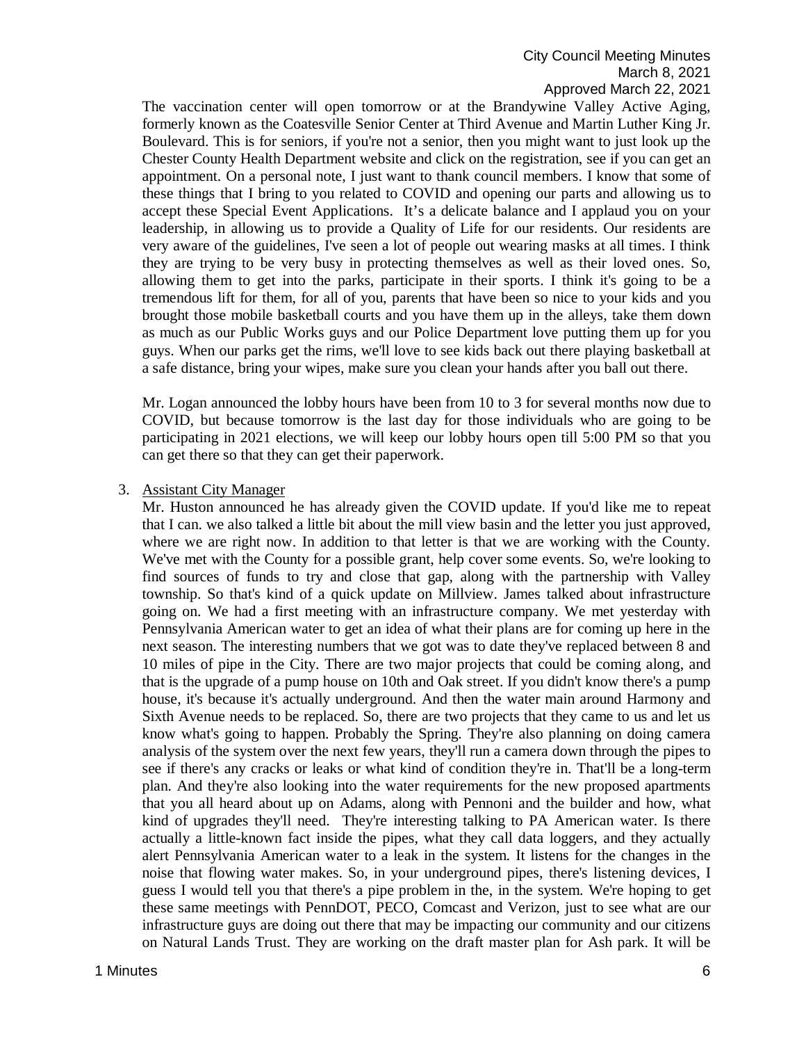The vaccination center will open tomorrow or at the Brandywine Valley Active Aging, formerly known as the Coatesville Senior Center at Third Avenue and Martin Luther King Jr. Boulevard. This is for seniors, if you're not a senior, then you might want to just look up the Chester County Health Department website and click on the registration, see if you can get an appointment. On a personal note, I just want to thank council members. I know that some of these things that I bring to you related to COVID and opening our parts and allowing us to accept these Special Event Applications. It's a delicate balance and I applaud you on your leadership, in allowing us to provide a Quality of Life for our residents. Our residents are very aware of the guidelines, I've seen a lot of people out wearing masks at all times. I think they are trying to be very busy in protecting themselves as well as their loved ones. So, allowing them to get into the parks, participate in their sports. I think it's going to be a tremendous lift for them, for all of you, parents that have been so nice to your kids and you brought those mobile basketball courts and you have them up in the alleys, take them down as much as our Public Works guys and our Police Department love putting them up for you guys. When our parks get the rims, we'll love to see kids back out there playing basketball at a safe distance, bring your wipes, make sure you clean your hands after you ball out there.

Mr. Logan announced the lobby hours have been from 10 to 3 for several months now due to COVID, but because tomorrow is the last day for those individuals who are going to be participating in 2021 elections, we will keep our lobby hours open till 5:00 PM so that you can get there so that they can get their paperwork.

3. Assistant City Manager

   Mr. Huston announced he has already given the COVID update. If you'd like me to repeat that I can. we also talked a little bit about the mill view basin and the letter you just approved, where we are right now. In addition to that letter is that we are working with the County. We've met with the County for a possible grant, help cover some events. So, we're looking to find sources of funds to try and close that gap, along with the partnership with Valley township. So that's kind of a quick update on Millview. James talked about infrastructure going on. We had a first meeting with an infrastructure company. We met yesterday with Pennsylvania American water to get an idea of what their plans are for coming up here in the next season. The interesting numbers that we got was to date they've replaced between 8 and 10 miles of pipe in the City. There are two major projects that could be coming along, and that is the upgrade of a pump house on 10th and Oak street. If you didn't know there's a pump house, it's because it's actually underground. And then the water main around Harmony and Sixth Avenue needs to be replaced. So, there are two projects that they came to us and let us know what's going to happen. Probably the Spring. They're also planning on doing camera analysis of the system over the next few years, they'll run a camera down through the pipes to see if there's any cracks or leaks or what kind of condition they're in. That'll be a long-term plan. And they're also looking into the water requirements for the new proposed apartments that you all heard about up on Adams, along with Pennoni and the builder and how, what kind of upgrades they'll need. They're interesting talking to PA American water. Is there actually a little-known fact inside the pipes, what they call data loggers, and they actually alert Pennsylvania American water to a leak in the system. It listens for the changes in the noise that flowing water makes. So, in your underground pipes, there's listening devices, I guess I would tell you that there's a pipe problem in the, in the system. We're hoping to get these same meetings with PennDOT, PECO, Comcast and Verizon, just to see what are our infrastructure guys are doing out there that may be impacting our community and our citizens on Natural Lands Trust. They are working on the draft master plan for Ash park. It will be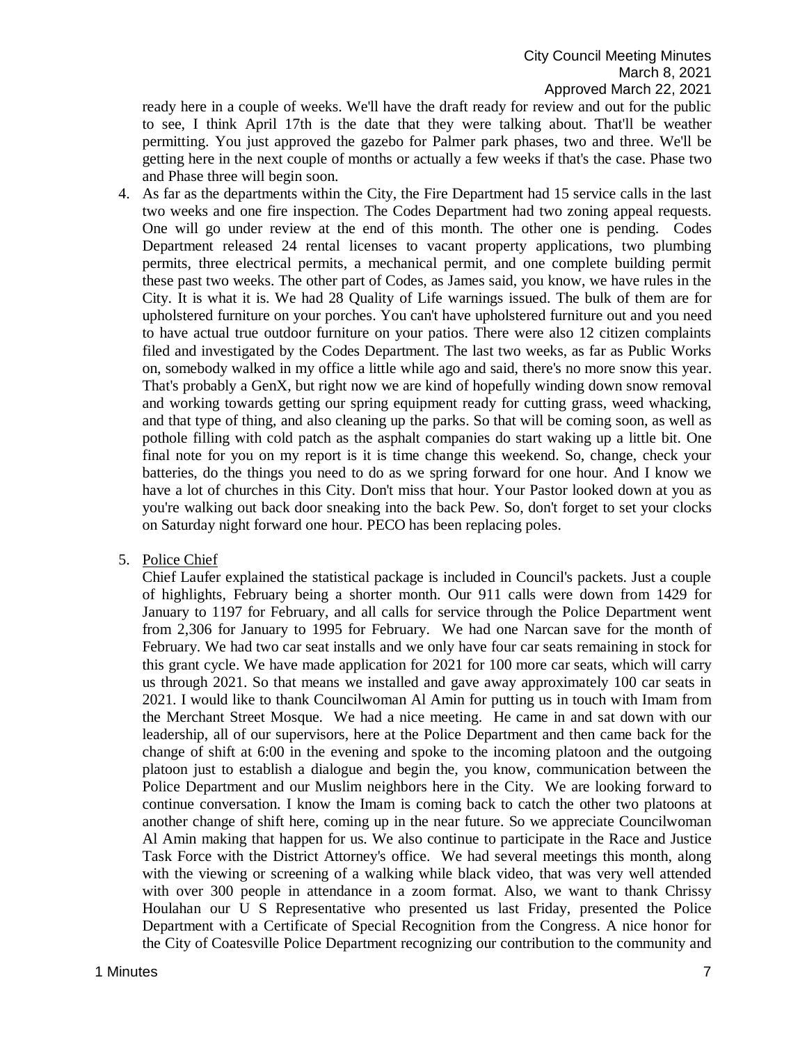ready here in a couple of weeks. We'll have the draft ready for review and out for the public to see, I think April 17th is the date that they were talking about. That'll be weather permitting. You just approved the gazebo for Palmer park phases, two and three. We'll be getting here in the next couple of months or actually a few weeks if that's the case. Phase two and Phase three will begin soon.

4. As far as the departments within the City, the Fire Department had 15 service calls in the last two weeks and one fire inspection. The Codes Department had two zoning appeal requests. One will go under review at the end of this month. The other one is pending. Codes Department released 24 rental licenses to vacant property applications, two plumbing permits, three electrical permits, a mechanical permit, and one complete building permit these past two weeks. The other part of Codes, as James said, you know, we have rules in the City. It is what it is. We had 28 Quality of Life warnings issued. The bulk of them are for upholstered furniture on your porches. You can't have upholstered furniture out and you need to have actual true outdoor furniture on your patios. There were also 12 citizen complaints filed and investigated by the Codes Department. The last two weeks, as far as Public Works on, somebody walked in my office a little while ago and said, there's no more snow this year. That's probably a GenX, but right now we are kind of hopefully winding down snow removal and working towards getting our spring equipment ready for cutting grass, weed whacking, and that type of thing, and also cleaning up the parks. So that will be coming soon, as well as pothole filling with cold patch as the asphalt companies do start waking up a little bit. One final note for you on my report is it is time change this weekend. So, change, check your batteries, do the things you need to do as we spring forward for one hour. And I know we have a lot of churches in this City. Don't miss that hour. Your Pastor looked down at you as you're walking out back door sneaking into the back Pew. So, don't forget to set your clocks on Saturday night forward one hour. PECO has been replacing poles.

5. <u>Police Chief</u>

   Chief Laufer explained the statistical package is included in Council's packets. Just a couple of highlights, February being a shorter month. Our 911 calls were down from 1429 for January to 1197 for February, and all calls for service through the Police Department went from 2,306 for January to 1995 for February. We had one Narcan save for the month of February. We had two car seat installs and we only have four car seats remaining in stock for this grant cycle. We have made application for 2021 for 100 more car seats, which will carry us through 2021. So that means we installed and gave away approximately 100 car seats in 2021. I would like to thank Councilwoman Al Amin for putting us in touch with Imam from the Merchant Street Mosque. We had a nice meeting. He came in and sat down with our leadership, all of our supervisors, here at the Police Department and then came back for the change of shift at 6:00 in the evening and spoke to the incoming platoon and the outgoing platoon just to establish a dialogue and begin the, you know, communication between the Police Department and our Muslim neighbors here in the City. We are looking forward to continue conversation. I know the Imam is coming back to catch the other two platoons at another change of shift here, coming up in the near future. So we appreciate Councilwoman Al Amin making that happen for us. We also continue to participate in the Race and Justice Task Force with the District Attorney's office. We had several meetings this month, along with the viewing or screening of a walking while black video, that was very well attended with over 300 people in attendance in a zoom format. Also, we want to thank Chrissy Houlahan our U S Representative who presented us last Friday, presented the Police Department with a Certificate of Special Recognition from the Congress. A nice honor for the City of Coatesville Police Department recognizing our contribution to the community and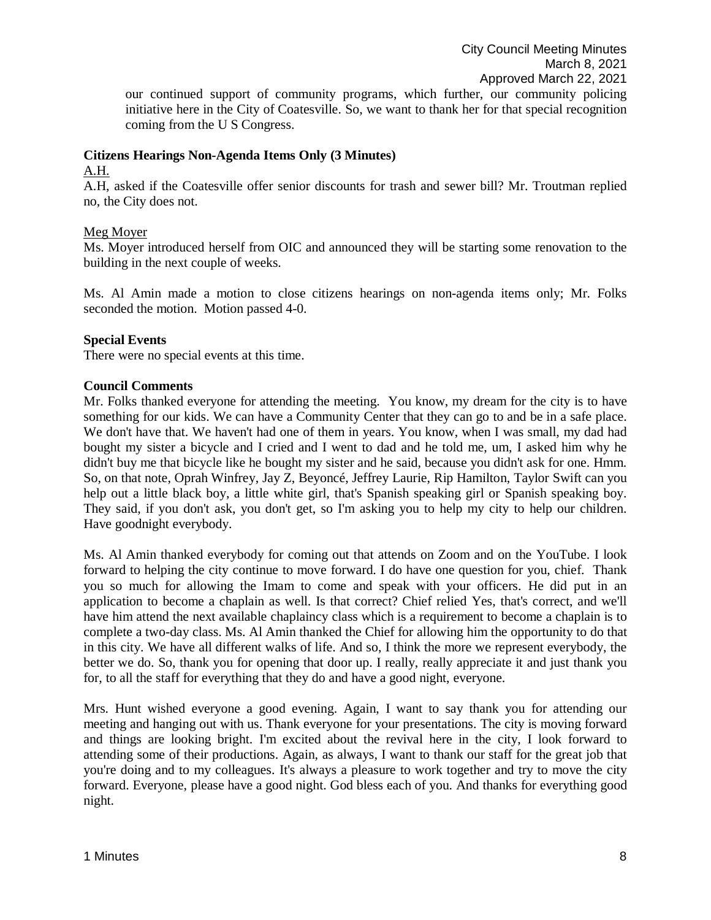our continued support of community programs, which further, our community policing initiative here in the City of Coatesville. So, we want to thank her for that special recognition coming from the U S Congress.

**Citizens Hearings Non-Agenda Items Only (3 Minutes)**

A.H.

A.H, asked if the Coatesville offer senior discounts for trash and sewer bill? Mr. Troutman replied no, the City does not.

Meg Moyer

Ms. Moyer introduced herself from OIC and announced they will be starting some renovation to the building in the next couple of weeks.

Ms. Al Amin made a motion to close citizens hearings on non-agenda items only; Mr. Folks seconded the motion. Motion passed 4-0.

**Special Events**

There were no special events at this time.

**Council Comments**

Mr. Folks thanked everyone for attending the meeting. You know, my dream for the city is to have something for our kids. We can have a Community Center that they can go to and be in a safe place. We don't have that. We haven't had one of them in years. You know, when I was small, my dad had bought my sister a bicycle and I cried and I went to dad and he told me, um, I asked him why he didn't buy me that bicycle like he bought my sister and he said, because you didn't ask for one. Hmm. So, on that note, Oprah Winfrey, Jay Z, Beyoncé, Jeffrey Laurie, Rip Hamilton, Taylor Swift can you help out a little black boy, a little white girl, that's Spanish speaking girl or Spanish speaking boy. They said, if you don't ask, you don't get, so I'm asking you to help my city to help our children. Have goodnight everybody.

Ms. Al Amin thanked everybody for coming out that attends on Zoom and on the YouTube. I look forward to helping the city continue to move forward. I do have one question for you, chief. Thank you so much for allowing the Imam to come and speak with your officers. He did put in an application to become a chaplain as well. Is that correct? Chief relied Yes, that's correct, and we'll have him attend the next available chaplaincy class which is a requirement to become a chaplain is to complete a two-day class. Ms. Al Amin thanked the Chief for allowing him the opportunity to do that in this city. We have all different walks of life. And so, I think the more we represent everybody, the better we do. So, thank you for opening that door up. I really, really appreciate it and just thank you for, to all the staff for everything that they do and have a good night, everyone.

Mrs. Hunt wished everyone a good evening. Again, I want to say thank you for attending our meeting and hanging out with us. Thank everyone for your presentations. The city is moving forward and things are looking bright. I'm excited about the revival here in the city, I look forward to attending some of their productions. Again, as always, I want to thank our staff for the great job that you're doing and to my colleagues. It's always a pleasure to work together and try to move the city forward. Everyone, please have a good night. God bless each of you. And thanks for everything good night.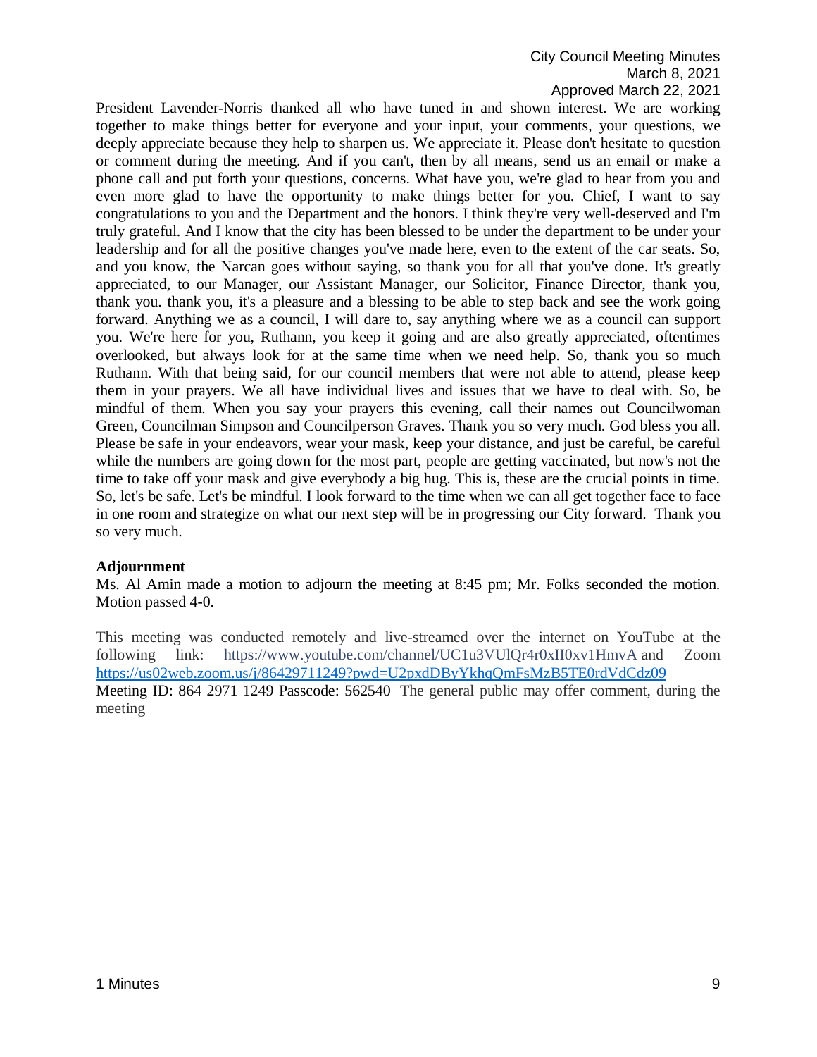President Lavender-Norris thanked all who have tuned in and shown interest. We are working together to make things better for everyone and your input, your comments, your questions, we deeply appreciate because they help to sharpen us. We appreciate it. Please don't hesitate to question or comment during the meeting. And if you can't, then by all means, send us an email or make a phone call and put forth your questions, concerns. What have you, we're glad to hear from you and even more glad to have the opportunity to make things better for you. Chief, I want to say congratulations to you and the Department and the honors. I think they're very well-deserved and I'm truly grateful. And I know that the city has been blessed to be under the department to be under your leadership and for all the positive changes you've made here, even to the extent of the car seats. So, and you know, the Narcan goes without saying, so thank you for all that you've done. It's greatly appreciated, to our Manager, our Assistant Manager, our Solicitor, Finance Director, thank you, thank you. thank you, it's a pleasure and a blessing to be able to step back and see the work going forward. Anything we as a council, I will dare to, say anything where we as a council can support you. We're here for you, Ruthann, you keep it going and are also greatly appreciated, oftentimes overlooked, but always look for at the same time when we need help. So, thank you so much Ruthann. With that being said, for our council members that were not able to attend, please keep them in your prayers. We all have individual lives and issues that we have to deal with. So, be mindful of them. When you say your prayers this evening, call their names out Councilwoman Green, Councilman Simpson and Councilperson Graves. Thank you so very much. God bless you all. Please be safe in your endeavors, wear your mask, keep your distance, and just be careful, be careful while the numbers are going down for the most part, people are getting vaccinated, but now's not the time to take off your mask and give everybody a big hug. This is, these are the crucial points in time. So, let's be safe. Let's be mindful. I look forward to the time when we can all get together face to face in one room and strategize on what our next step will be in progressing our City forward. Thank you so very much.

**Adjournment**

Ms. Al Amin made a motion to adjourn the meeting at 8:45 pm; Mr. Folks seconded the motion. Motion passed 4-0.

This meeting was conducted remotely and live-streamed over the internet on YouTube at the following link: https://www.youtube.com/channel/UC1u3VUlQr4r0xII0xv1HmvA and Zoom https://us02web.zoom.us/j/86429711249?pwd=U2pxdDByYkhqQmFsMzB5TE0rdVdCdz09
Meeting ID: 864 2971 1249 Passcode: 562540 The general public may offer comment, during the meeting